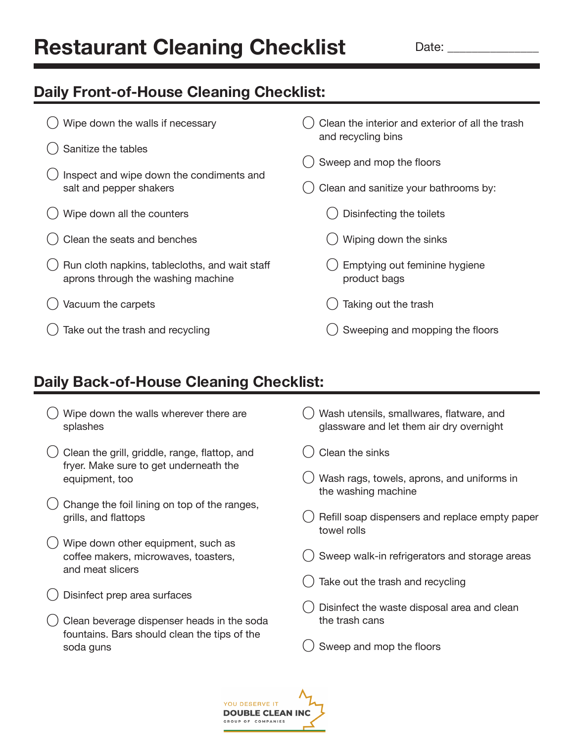# Restaurant Cleaning Checklist

Date: _______________

## Daily Front-of-House Cleaning Checklist:

- ◯ Wipe down the walls if necessary
- ◯ Sanitize the tables
- ◯ Inspect and wipe down the condiments and salt and pepper shakers
- ◯ Wipe down all the counters
- ◯ Clean the seats and benches
- ◯ Run cloth napkins, tablecloths, and wait staff aprons through the washing machine
- ◯ Vacuum the carpets
- ◯ Take out the trash and recycling
- ◯ Clean the interior and exterior of all the trash and recycling bins
- ◯ Sweep and mop the floors
- ◯ Clean and sanitize your bathrooms by:
  - ◯ Disinfecting the toilets
  - ◯ Wiping down the sinks
  - ◯ Emptying out feminine hygiene product bags
  - ◯ Taking out the trash
  - ◯ Sweeping and mopping the floors

## Daily Back-of-House Cleaning Checklist:

- ◯ Wipe down the walls wherever there are splashes
- ◯ Clean the grill, griddle, range, flattop, and fryer. Make sure to get underneath the equipment, too
- ◯ Change the foil lining on top of the ranges, grills, and flattops
- ◯ Wipe down other equipment, such as coffee makers, microwaves, toasters, and meat slicers
- ◯ Disinfect prep area surfaces
- ◯ Clean beverage dispenser heads in the soda fountains. Bars should clean the tips of the soda guns
- ◯ Wash utensils, smallwares, flatware, and glassware and let them air dry overnight
- ◯ Clean the sinks
- ◯ Wash rags, towels, aprons, and uniforms in the washing machine
- ◯ Refill soap dispensers and replace empty paper towel rolls
- ◯ Sweep walk-in refrigerators and storage areas
- ◯ Take out the trash and recycling
- ◯ Disinfect the waste disposal area and clean the trash cans
- ◯ Sweep and mop the floors

YOU DESERVE IT
DOUBLE CLEAN INC
GROUP OF COMPANIES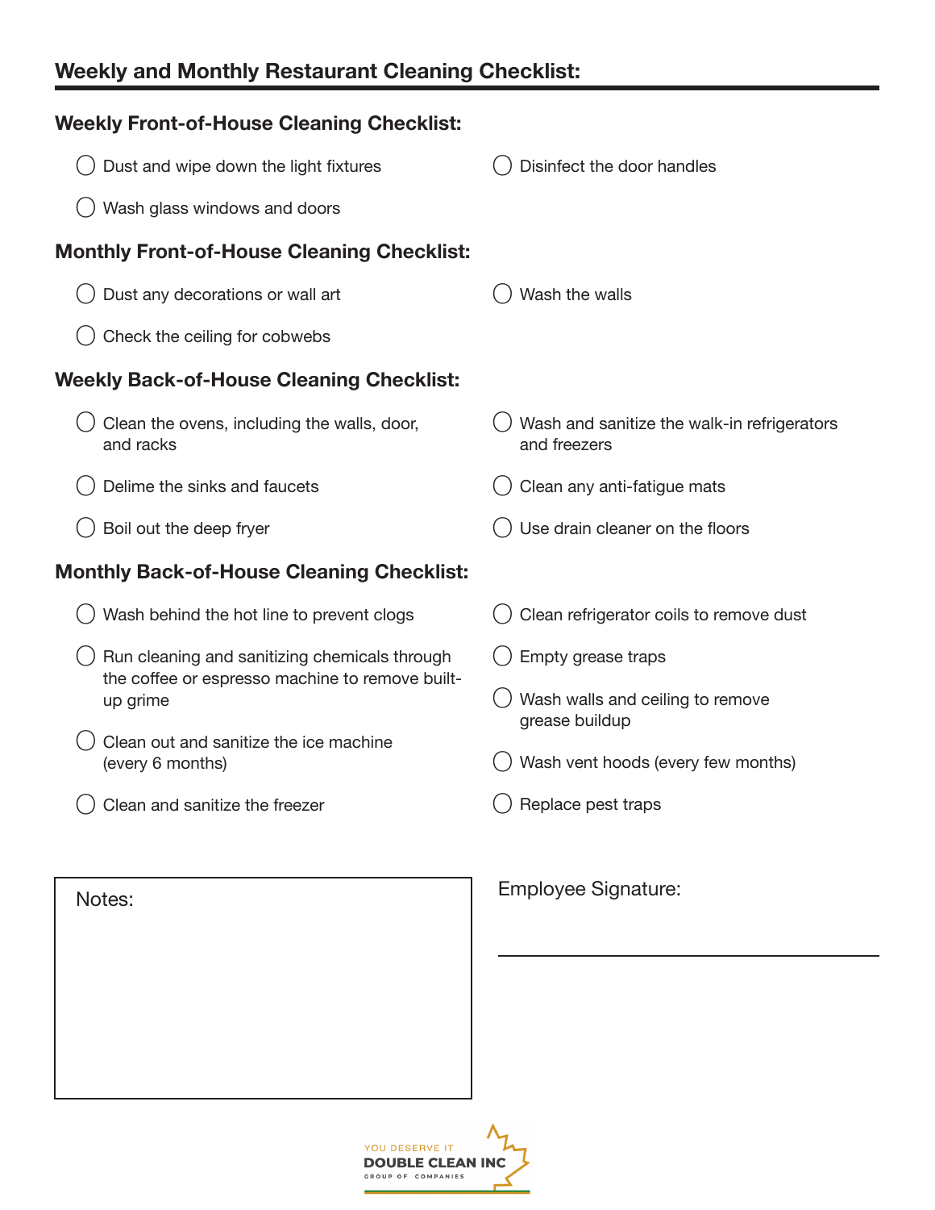## Weekly and Monthly Restaurant Cleaning Checklist:

### Weekly Front-of-House Cleaning Checklist:

- ◯ Dust and wipe down the light fixtures
- ◯ Wash glass windows and doors
- ◯ Disinfect the door handles

### Monthly Front-of-House Cleaning Checklist:

- ◯ Dust any decorations or wall art
- ◯ Check the ceiling for cobwebs
- ◯ Wash the walls

### Weekly Back-of-House Cleaning Checklist:

- ◯ Clean the ovens, including the walls, door, and racks
- ◯ Delime the sinks and faucets
- ◯ Boil out the deep fryer
- ◯ Wash and sanitize the walk-in refrigerators and freezers
- ◯ Clean any anti-fatigue mats
- ◯ Use drain cleaner on the floors

### Monthly Back-of-House Cleaning Checklist:

- ◯ Wash behind the hot line to prevent clogs
- ◯ Run cleaning and sanitizing chemicals through the coffee or espresso machine to remove built-up grime
- ◯ Clean out and sanitize the ice machine (every 6 months)
- ◯ Clean and sanitize the freezer
- ◯ Clean refrigerator coils to remove dust
- ◯ Empty grease traps
- ◯ Wash walls and ceiling to remove grease buildup
- ◯ Wash vent hoods (every few months)
- ◯ Replace pest traps

Notes:

Employee Signature: ______________________

YOU DESERVE IT
DOUBLE CLEAN INC
GROUP OF COMPANIES